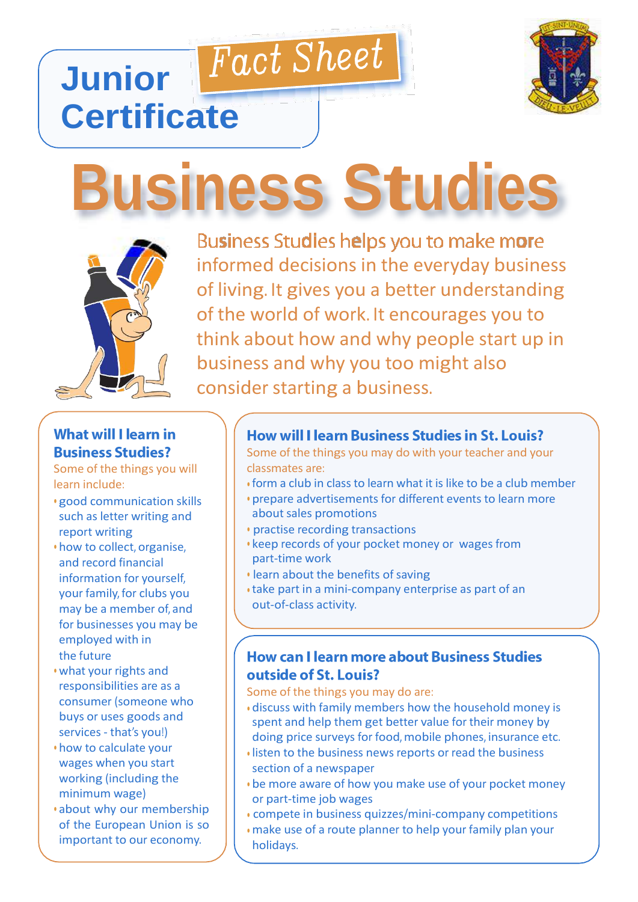# Junior Certificate

Fact Sheet

# Business Studies

Business Studies helps you to make more informed decisions in the everyday business of living. It gives you a better understanding of the world of work. It encourages you to think about how and why people start up in business and why you too might also consider starting a business.

## What will I learn in Business Studies?

Some of the things you will learn include:

- good communication skills such as letter writing and report writing
- how to collect, organise, and record financial information for yourself, your family, for clubs you may be a member of, and for businesses you may be employed with in the future
- what your rights and responsibilities are as a consumer (someone who buys or uses goods and services - that's you!)
- how to calculate your wages when you start working (including the minimum wage)
- about why our membership of the European Union is so important to our economy.

## How will I learn Business Studies in St. Louis?

Some of the things you may do with your teacher and your classmates are:

- form a club in class to learn what it is like to be a club member
- prepare advertisements for different events to learn more about sales promotions
- practise recording transactions
- keep records of your pocket money or wages from part-time work
- learn about the benefits of saving
- take part in a mini-company enterprise as part of an out-of-class activity.

## How can I learn more about Business Studies outside of St. Louis?

Some of the things you may do are:

- discuss with family members how the household money is spent and help them get better value for their money by doing price surveys for food, mobile phones, insurance etc.
- listen to the business news reports or read the business section of a newspaper
- be more aware of how you make use of your pocket money or part-time job wages
- compete in business quizzes/mini-company competitions
- make use of a route planner to help your family plan your holidays.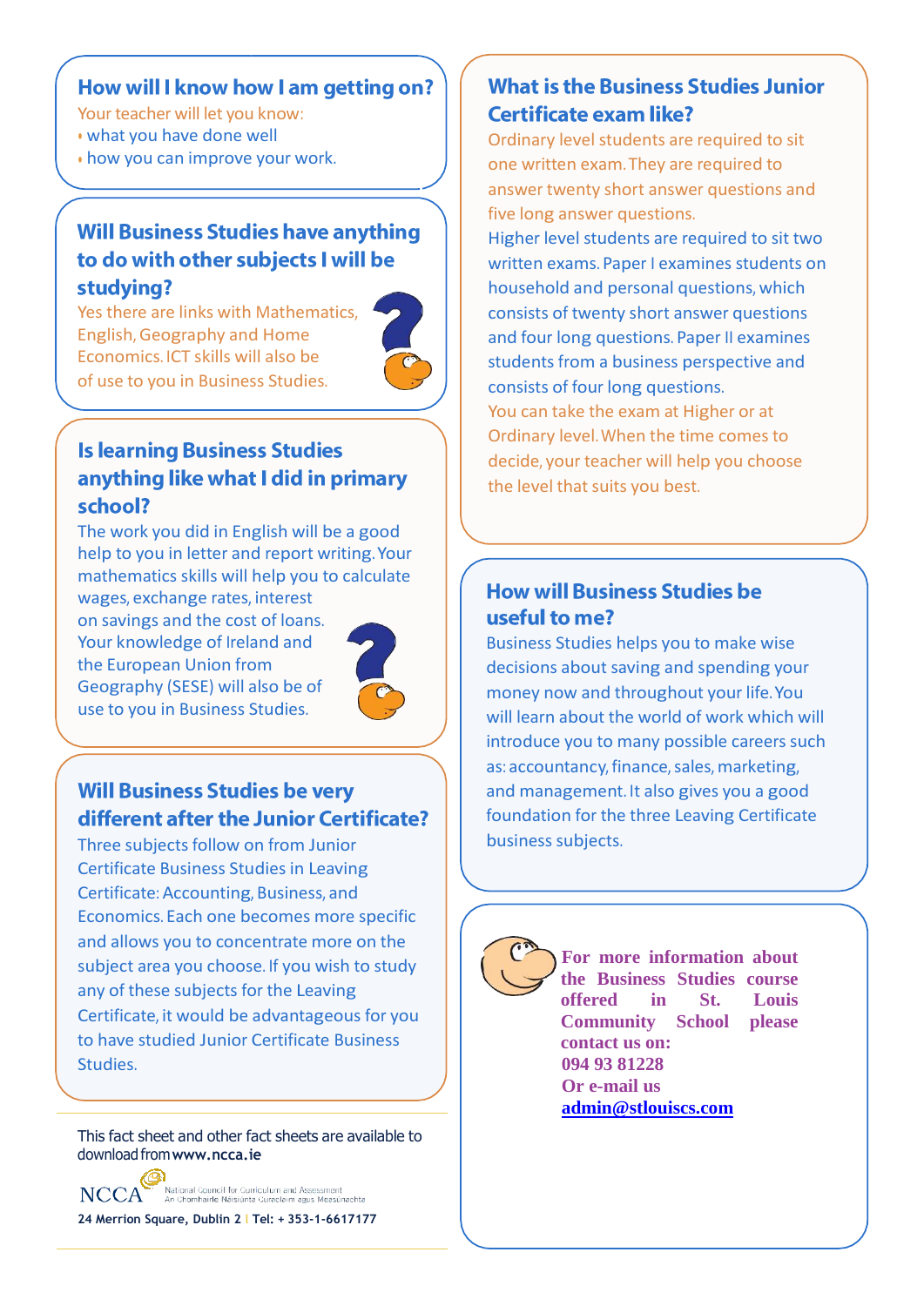## How will I know how I am getting on?

Your teacher will let you know:

- what you have done well
- how you can improve your work.

## Will Business Studies have anything to do with other subjects I will be studying?

Yes there are links with Mathematics, English, Geography and Home Economics. ICT skills will also be of use to you in Business Studies.

## Is learning Business Studies anything like what I did in primary school?

The work you did in English will be a good help to you in letter and report writing. Your mathematics skills will help you to calculate wages, exchange rates, interest on savings and the cost of loans. Your knowledge of Ireland and the European Union from Geography (SESE) will also be of use to you in Business Studies.

## Will Business Studies be very different after the Junior Certificate?

Three subjects follow on from Junior Certificate Business Studies in Leaving Certificate: Accounting, Business, and Economics. Each one becomes more specific and allows you to concentrate more on the subject area you choose. If you wish to study any of these subjects for the Leaving Certificate, it would be advantageous for you to have studied Junior Certificate Business Studies.

This fact sheet and other fact sheets are available to download from **www.ncca.ie**

NCCA National Council for Curriculum and Assessment
An Chomhairle Náisiúnta Curaclaim agus Measúnachta

**24 Merrion Square, Dublin 2 | Tel: + 353-1-6617177**

## What is the Business Studies Junior Certificate exam like?

Ordinary level students are required to sit one written exam. They are required to answer twenty short answer questions and five long answer questions.

Higher level students are required to sit two written exams. Paper I examines students on household and personal questions, which consists of twenty short answer questions and four long questions. Paper II examines students from a business perspective and consists of four long questions.

You can take the exam at Higher or at Ordinary level. When the time comes to decide, your teacher will help you choose the level that suits you best.

## How will Business Studies be useful to me?

Business Studies helps you to make wise decisions about saving and spending your money now and throughout your life. You will learn about the world of work which will introduce you to many possible careers such as: accountancy, finance, sales, marketing, and management. It also gives you a good foundation for the three Leaving Certificate business subjects.

**For more information about the Business Studies course offered in St. Louis Community School please contact us on:**
**094 93 81228**
**Or e-mail us**
**admin@stlouiscs.com**